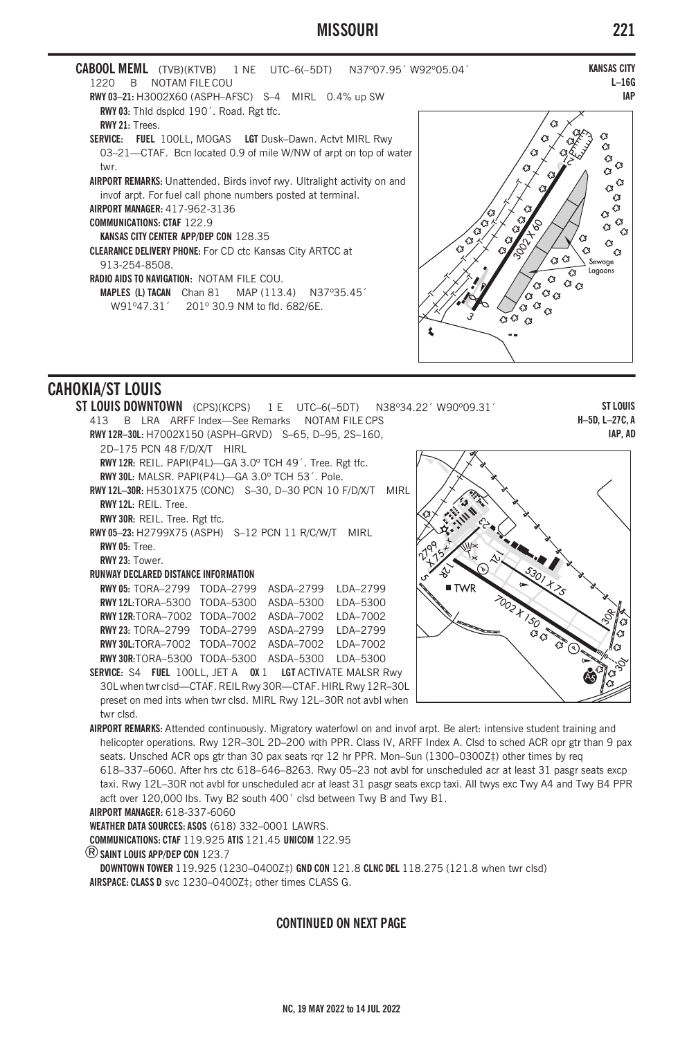## CABOOL MEML

**CABOOL MEML** (TVB)(KTVB) 1 NE UTC–6(–5DT) N37°07.95´ W92°05.04´ **KANSAS CITY**
1220 B NOTAM FILE COU **L–16G**
**IAP**

**RWY 03–21:** H3002X60 (ASPH–AFSC) S–4 MIRL 0.4% up SW
**RWY 03:** Thld dsplcd 190´. Road. Rgt tfc.
**RWY 21:** Trees.
**SERVICE:** **FUEL** 100LL, MOGAS **LGT** Dusk–Dawn. Actvt MIRL Rwy 03–21—CTAF. Bcn located 0.9 of mile W/NW of arpt on top of water twr.
**AIRPORT REMARKS:** Unattended. Birds invof rwy. Ultralight activity on and invof arpt. For fuel call phone numbers posted at terminal.
**AIRPORT MANAGER:** 417-962-3136
**COMMUNICATIONS: CTAF** 122.9
**KANSAS CITY CENTER APP/DEP CON** 128.35
**CLEARANCE DELIVERY PHONE:** For CD ctc Kansas City ARTCC at 913-254-8508.
**RADIO AIDS TO NAVIGATION:** NOTAM FILE COU.
**MAPLES (L) TACAN** Chan 81 MAP (113.4) N37°35.45´ W91°47.31´ 201° 30.9 NM to fld. 682/6E.

## CAHOKIA/ST LOUIS

**ST LOUIS DOWNTOWN** (CPS)(KCPS) 1 E UTC–6(–5DT) N38°34.22´ W90°09.31´ **ST LOUIS**
413 B LRA ARFF Index—See Remarks NOTAM FILE CPS **H–5D, L–27C, A**
**IAP, AD**

**RWY 12R–30L:** H7002X150 (ASPH–GRVD) S–65, D–95, 2S–160, 2D–175 PCN 48 F/D/X/T HIRL
**RWY 12R:** REIL. PAPI(P4L)—GA 3.0° TCH 49´. Tree. Rgt tfc.
**RWY 30L:** MALSR. PAPI(P4L)—GA 3.0° TCH 53´. Pole.
**RWY 12L–30R:** H5301X75 (CONC) S–30, D–30 PCN 10 F/D/X/T MIRL
**RWY 12L:** REIL. Tree.
**RWY 30R:** REIL. Tree. Rgt tfc.
**RWY 05–23:** H2799X75 (ASPH) S–12 PCN 11 R/C/W/T MIRL
**RWY 05:** Tree.
**RWY 23:** Tower.
**RUNWAY DECLARED DISTANCE INFORMATION**
**RWY 05:** TORA–2799 TODA–2799 ASDA–2799 LDA–2799
**RWY 12L:** TORA–5300 TODA–5300 ASDA–5300 LDA–5300
**RWY 12R:** TORA–7002 TODA–7002 ASDA–7002 LDA–7002
**RWY 23:** TORA–2799 TODA–2799 ASDA–2799 LDA–2799
**RWY 30L:** TORA–7002 TODA–7002 ASDA–7002 LDA–7002
**RWY 30R:** TORA–5300 TODA–5300 ASDA–5300 LDA–5300
**SERVICE:** S4 **FUEL** 100LL, JET A **OX** 1 **LGT** ACTIVATE MALSR Rwy 30L when twr clsd—CTAF. REIL Rwy 30R—CTAF. HIRL Rwy 12R–30L preset on med ints when twr clsd. MIRL Rwy 12L–30R not avbl when twr clsd.
**AIRPORT REMARKS:** Attended continuously. Migratory waterfowl on and invof arpt. Be alert: intensive student training and helicopter operations. Rwy 12R–30L 2D–200 with PPR. Class IV, ARFF Index A. Clsd to sched ACR opr gtr than 9 pax seats. Unsched ACR ops gtr than 30 pax seats rqr 12 hr PPR. Mon–Sun (1300–0300Z‡) other times by req 618–337–6060. After hrs ctc 618–646–8263. Rwy 05–23 not avbl for unscheduled acr at least 31 pasgr seats excp taxi. Rwy 12L–30R not avbl for unscheduled acr at least 31 pasgr seats excp taxi. All twys exc Twy A4 and Twy B4 PPR acft over 120,000 lbs. Twy B2 south 400´ clsd between Twy B and Twy B1.
**AIRPORT MANAGER:** 618-337-6060
**WEATHER DATA SOURCES: ASOS** (618) 332–0001 LAWRS.
**COMMUNICATIONS: CTAF** 119.925 **ATIS** 121.45 **UNICOM** 122.95
® **SAINT LOUIS APP/DEP CON** 123.7
**DOWNTOWN TOWER** 119.925 (1230–0400Z‡) **GND CON** 121.8 **CLNC DEL** 118.275 (121.8 when twr clsd)
**AIRSPACE: CLASS D** svc 1230–0400Z‡; other times CLASS G.

**CONTINUED ON NEXT PAGE**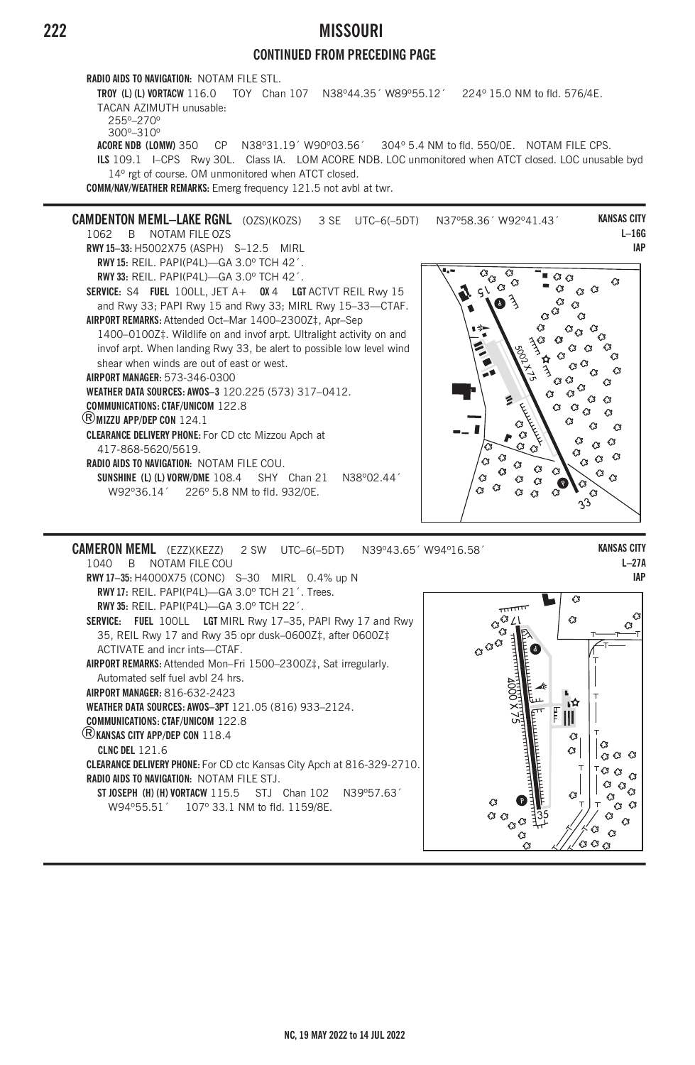## CONTINUED FROM PRECEDING PAGE

**RADIO AIDS TO NAVIGATION:** NOTAM FILE STL.

**TROY (L) (L) VORTACW** 116.0 TOY Chan 107 N38°44.35´ W89°55.12´ 224° 15.0 NM to fld. 576/4E.

TACAN AZIMUTH unusable:
255°–270°
300°–310°

**ACORE NDB (LOMW)** 350 CP N38°31.19´ W90°03.56´ 304° 5.4 NM to fld. 550/0E. NOTAM FILE CPS.

**ILS** 109.1 I–CPS Rwy 30L. Class IA. LOM ACORE NDB. LOC unmonitored when ATCT closed. LOC unusable byd 14° rgt of course. OM unmonitored when ATCT closed.

**COMM/NAV/WEATHER REMARKS:** Emerg frequency 121.5 not avbl at twr.

---

## CAMDENTON MEML–LAKE RGNL (OZS)(KOZS) 3 SE UTC–6(–5DT) N37°58.36´ W92°41.43´

**KANSAS CITY**
**L–16G**
**IAP**

1062 B NOTAM FILE OZS

**RWY 15–33:** H5002X75 (ASPH) S–12.5 MIRL

**RWY 15:** REIL. PAPI(P4L)—GA 3.0° TCH 42´.

**RWY 33:** REIL. PAPI(P4L)—GA 3.0° TCH 42´.

**SERVICE:** S4 **FUEL** 100LL, JET A+ **OX** 4 **LGT** ACTVT REIL Rwy 15 and Rwy 33; PAPI Rwy 15 and Rwy 33; MIRL Rwy 15–33—CTAF.

**AIRPORT REMARKS:** Attended Oct–Mar 1400–2300Z‡, Apr–Sep 1400–0100Z‡. Wildlife on and invof arpt. Ultralight activity on and invof arpt. When landing Rwy 33, be alert to possible low level wind shear when winds are out of east or west.

**AIRPORT MANAGER:** 573-346-0300

**WEATHER DATA SOURCES:** AWOS–3 120.225 (573) 317–0412.

**COMMUNICATIONS: CTAF/UNICOM** 122.8

®**MIZZU APP/DEP CON** 124.1

**CLEARANCE DELIVERY PHONE:** For CD ctc Mizzou Apch at 417-868-5620/5619.

**RADIO AIDS TO NAVIGATION:** NOTAM FILE COU.

**SUNSHINE (L) (L) VORW/DME** 108.4 SHY Chan 21 N38°02.44´ W92°36.14´ 226° 5.8 NM to fld. 932/0E.

15
5002 X 75
33

---

## CAMERON MEML (EZZ)(KEZZ) 2 SW UTC–6(–5DT) N39°43.65´ W94°16.58´

**KANSAS CITY**
**L–27A**
**IAP**

1040 B NOTAM FILE COU

**RWY 17–35:** H4000X75 (CONC) S–30 MIRL 0.4% up N

**RWY 17:** REIL. PAPI(P4L)—GA 3.0° TCH 21´. Trees.

**RWY 35:** REIL. PAPI(P4L)—GA 3.0° TCH 22´.

**SERVICE:** **FUEL** 100LL **LGT** MIRL Rwy 17–35, PAPI Rwy 17 and Rwy 35, REIL Rwy 17 and Rwy 35 opr dusk–0600Z‡, after 0600Z‡ ACTIVATE and incr ints—CTAF.

**AIRPORT REMARKS:** Attended Mon–Fri 1500–2300Z‡, Sat irregularly. Automated self fuel avbl 24 hrs.

**AIRPORT MANAGER:** 816-632-2423

**WEATHER DATA SOURCES:** AWOS–3PT 121.05 (816) 933–2124.

**COMMUNICATIONS: CTAF/UNICOM** 122.8

®**KANSAS CITY APP/DEP CON** 118.4

**CLNC DEL** 121.6

**CLEARANCE DELIVERY PHONE:** For CD ctc Kansas City Apch at 816-329-2710.

**RADIO AIDS TO NAVIGATION:** NOTAM FILE STJ.

**ST JOSEPH (H) (H) VORTACW** 115.5 STJ Chan 102 N39°57.63´ W94°55.51´ 107° 33.1 NM to fld. 1159/8E.

17
4000 X 75
35